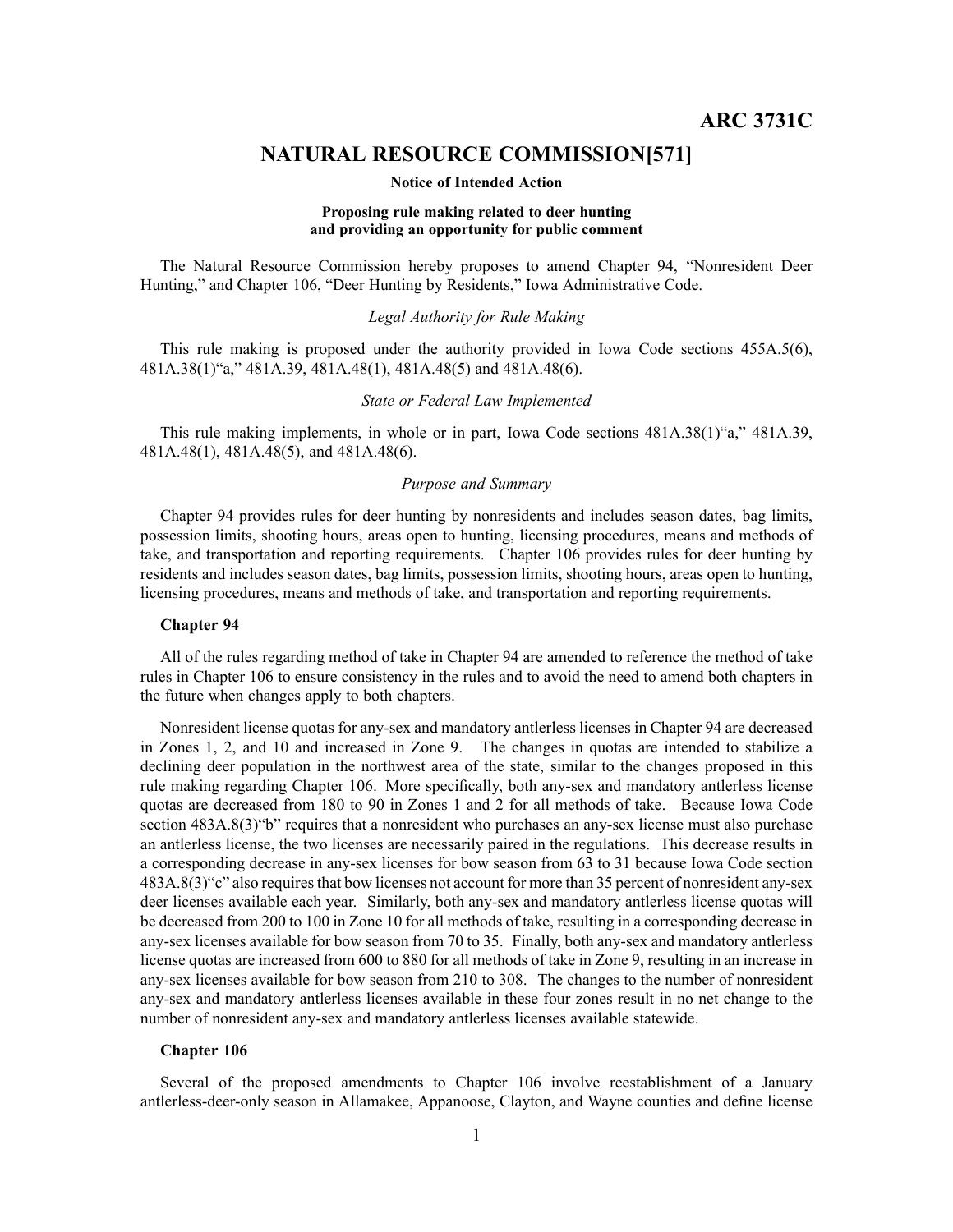**ARC 3731C**

# NATURAL RESOURCE COMMISSION[571]

**Notice of Intended Action**

**Proposing rule making related to deer hunting and providing an opportunity for public comment**

The Natural Resource Commission hereby proposes to amend Chapter 94, "Nonresident Deer Hunting," and Chapter 106, "Deer Hunting by Residents," Iowa Administrative Code.

*Legal Authority for Rule Making*

This rule making is proposed under the authority provided in Iowa Code sections 455A.5(6), 481A.38(1)"a," 481A.39, 481A.48(1), 481A.48(5) and 481A.48(6).

*State or Federal Law Implemented*

This rule making implements, in whole or in part, Iowa Code sections 481A.38(1)"a," 481A.39, 481A.48(1), 481A.48(5), and 481A.48(6).

*Purpose and Summary*

Chapter 94 provides rules for deer hunting by nonresidents and includes season dates, bag limits, possession limits, shooting hours, areas open to hunting, licensing procedures, means and methods of take, and transportation and reporting requirements. Chapter 106 provides rules for deer hunting by residents and includes season dates, bag limits, possession limits, shooting hours, areas open to hunting, licensing procedures, means and methods of take, and transportation and reporting requirements.

**Chapter 94**

All of the rules regarding method of take in Chapter 94 are amended to reference the method of take rules in Chapter 106 to ensure consistency in the rules and to avoid the need to amend both chapters in the future when changes apply to both chapters.

Nonresident license quotas for any-sex and mandatory antlerless licenses in Chapter 94 are decreased in Zones 1, 2, and 10 and increased in Zone 9. The changes in quotas are intended to stabilize a declining deer population in the northwest area of the state, similar to the changes proposed in this rule making regarding Chapter 106. More specifically, both any-sex and mandatory antlerless license quotas are decreased from 180 to 90 in Zones 1 and 2 for all methods of take. Because Iowa Code section 483A.8(3)"b" requires that a nonresident who purchases an any-sex license must also purchase an antlerless license, the two licenses are necessarily paired in the regulations. This decrease results in a corresponding decrease in any-sex licenses for bow season from 63 to 31 because Iowa Code section 483A.8(3)"c" also requires that bow licenses not account for more than 35 percent of nonresident any-sex deer licenses available each year. Similarly, both any-sex and mandatory antlerless license quotas will be decreased from 200 to 100 in Zone 10 for all methods of take, resulting in a corresponding decrease in any-sex licenses available for bow season from 70 to 35. Finally, both any-sex and mandatory antlerless license quotas are increased from 600 to 880 for all methods of take in Zone 9, resulting in an increase in any-sex licenses available for bow season from 210 to 308. The changes to the number of nonresident any-sex and mandatory antlerless licenses available in these four zones result in no net change to the number of nonresident any-sex and mandatory antlerless licenses available statewide.

**Chapter 106**

Several of the proposed amendments to Chapter 106 involve reestablishment of a January antlerless-deer-only season in Allamakee, Appanoose, Clayton, and Wayne counties and define license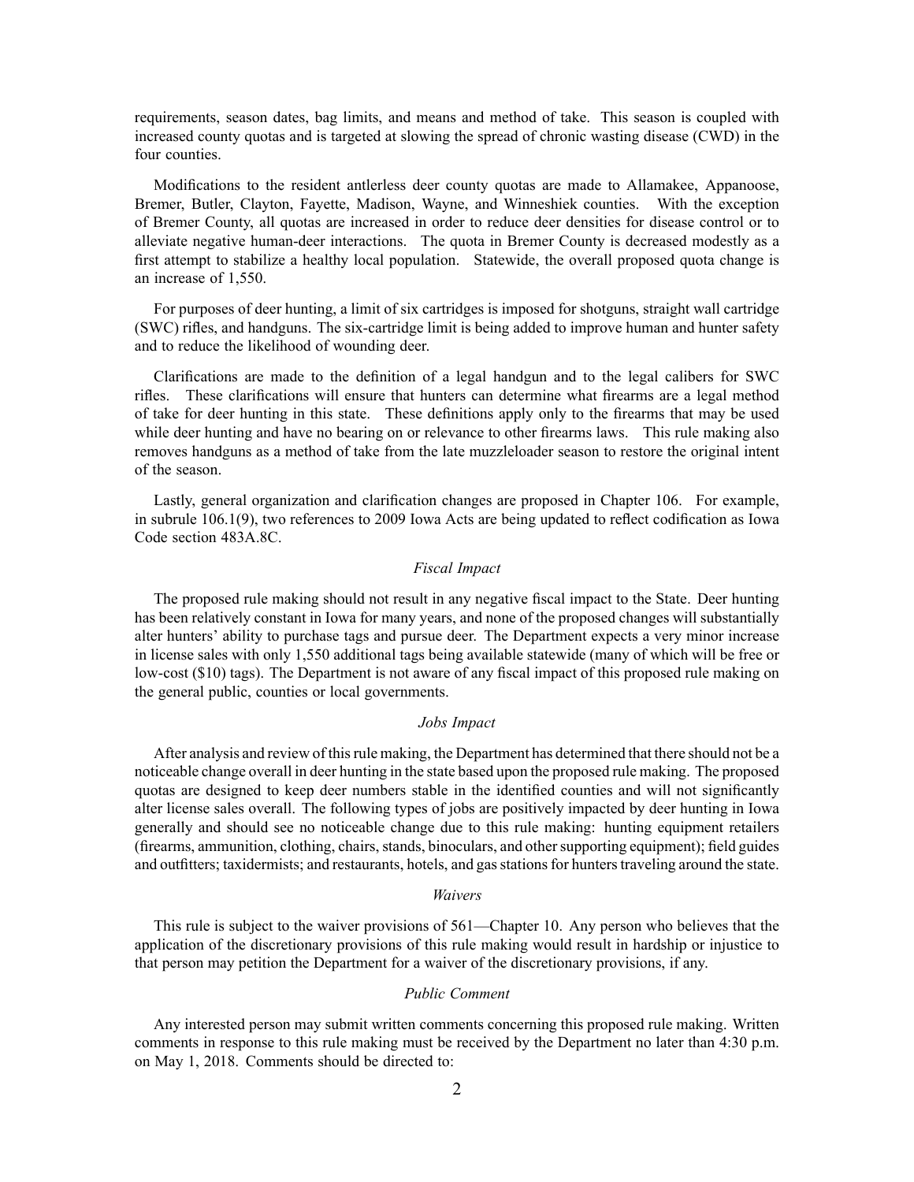requirements, season dates, bag limits, and means and method of take. This season is coupled with increased county quotas and is targeted at slowing the spread of chronic wasting disease (CWD) in the four counties.

Modifications to the resident antlerless deer county quotas are made to Allamakee, Appanoose, Bremer, Butler, Clayton, Fayette, Madison, Wayne, and Winneshiek counties. With the exception of Bremer County, all quotas are increased in order to reduce deer densities for disease control or to alleviate negative human-deer interactions. The quota in Bremer County is decreased modestly as a first attempt to stabilize a healthy local population. Statewide, the overall proposed quota change is an increase of 1,550.

For purposes of deer hunting, a limit of six cartridges is imposed for shotguns, straight wall cartridge (SWC) rifles, and handguns. The six-cartridge limit is being added to improve human and hunter safety and to reduce the likelihood of wounding deer.

Clarifications are made to the definition of a legal handgun and to the legal calibers for SWC rifles. These clarifications will ensure that hunters can determine what firearms are a legal method of take for deer hunting in this state. These definitions apply only to the firearms that may be used while deer hunting and have no bearing on or relevance to other firearms laws. This rule making also removes handguns as a method of take from the late muzzleloader season to restore the original intent of the season.

Lastly, general organization and clarification changes are proposed in Chapter 106. For example, in subrule 106.1(9), two references to 2009 Iowa Acts are being updated to reflect codification as Iowa Code section 483A.8C.

*Fiscal Impact*

The proposed rule making should not result in any negative fiscal impact to the State. Deer hunting has been relatively constant in Iowa for many years, and none of the proposed changes will substantially alter hunters' ability to purchase tags and pursue deer. The Department expects a very minor increase in license sales with only 1,550 additional tags being available statewide (many of which will be free or low-cost ($10) tags). The Department is not aware of any fiscal impact of this proposed rule making on the general public, counties or local governments.

*Jobs Impact*

After analysis and review of this rule making, the Department has determined that there should not be a noticeable change overall in deer hunting in the state based upon the proposed rule making. The proposed quotas are designed to keep deer numbers stable in the identified counties and will not significantly alter license sales overall. The following types of jobs are positively impacted by deer hunting in Iowa generally and should see no noticeable change due to this rule making: hunting equipment retailers (firearms, ammunition, clothing, chairs, stands, binoculars, and other supporting equipment); field guides and outfitters; taxidermists; and restaurants, hotels, and gas stations for hunters traveling around the state.

*Waivers*

This rule is subject to the waiver provisions of 561—Chapter 10. Any person who believes that the application of the discretionary provisions of this rule making would result in hardship or injustice to that person may petition the Department for a waiver of the discretionary provisions, if any.

*Public Comment*

Any interested person may submit written comments concerning this proposed rule making. Written comments in response to this rule making must be received by the Department no later than 4:30 p.m. on May 1, 2018. Comments should be directed to: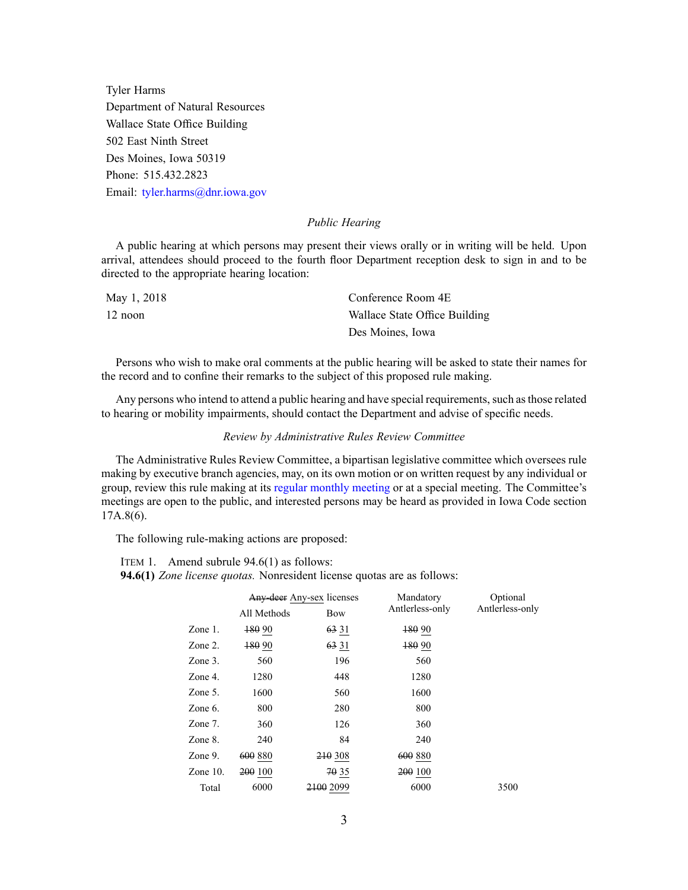Tyler Harms
Department of Natural Resources
Wallace State Office Building
502 East Ninth Street
Des Moines, Iowa 50319
Phone: 515.432.2823
Email: tyler.harms@dnr.iowa.gov

*Public Hearing*

A public hearing at which persons may present their views orally or in writing will be held. Upon arrival, attendees should proceed to the fourth floor Department reception desk to sign in and to be directed to the appropriate hearing location:

| | |
|---|---|
| May 1, 2018 | Conference Room 4E |
| 12 noon | Wallace State Office Building |
| | Des Moines, Iowa |

Persons who wish to make oral comments at the public hearing will be asked to state their names for the record and to confine their remarks to the subject of this proposed rule making.

Any persons who intend to attend a public hearing and have special requirements, such as those related to hearing or mobility impairments, should contact the Department and advise of specific needs.

*Review by Administrative Rules Review Committee*

The Administrative Rules Review Committee, a bipartisan legislative committee which oversees rule making by executive branch agencies, may, on its own motion or on written request by any individual or group, review this rule making at its regular monthly meeting or at a special meeting. The Committee's meetings are open to the public, and interested persons may be heard as provided in Iowa Code section 17A.8(6).

The following rule-making actions are proposed:

ITEM 1. Amend subrule 94.6(1) as follows:

**94.6(1)** *Zone license quotas.* Nonresident license quotas are as follows:

| | ~~Any-deer~~ Any-sex licenses | | Mandatory Antlerless-only | Optional Antlerless-only |
|---|---|---|---|---|
| | All Methods | Bow | | |
| Zone 1. | ~~180~~ 90 | ~~63~~ 31 | ~~180~~ 90 | |
| Zone 2. | ~~180~~ 90 | ~~63~~ 31 | ~~180~~ 90 | |
| Zone 3. | 560 | 196 | 560 | |
| Zone 4. | 1280 | 448 | 1280 | |
| Zone 5. | 1600 | 560 | 1600 | |
| Zone 6. | 800 | 280 | 800 | |
| Zone 7. | 360 | 126 | 360 | |
| Zone 8. | 240 | 84 | 240 | |
| Zone 9. | ~~600~~ 880 | ~~210~~ 308 | ~~600~~ 880 | |
| Zone 10. | ~~200~~ 100 | ~~70~~ 35 | ~~200~~ 100 | |
| Total | 6000 | ~~2100~~ 2099 | 6000 | 3500 |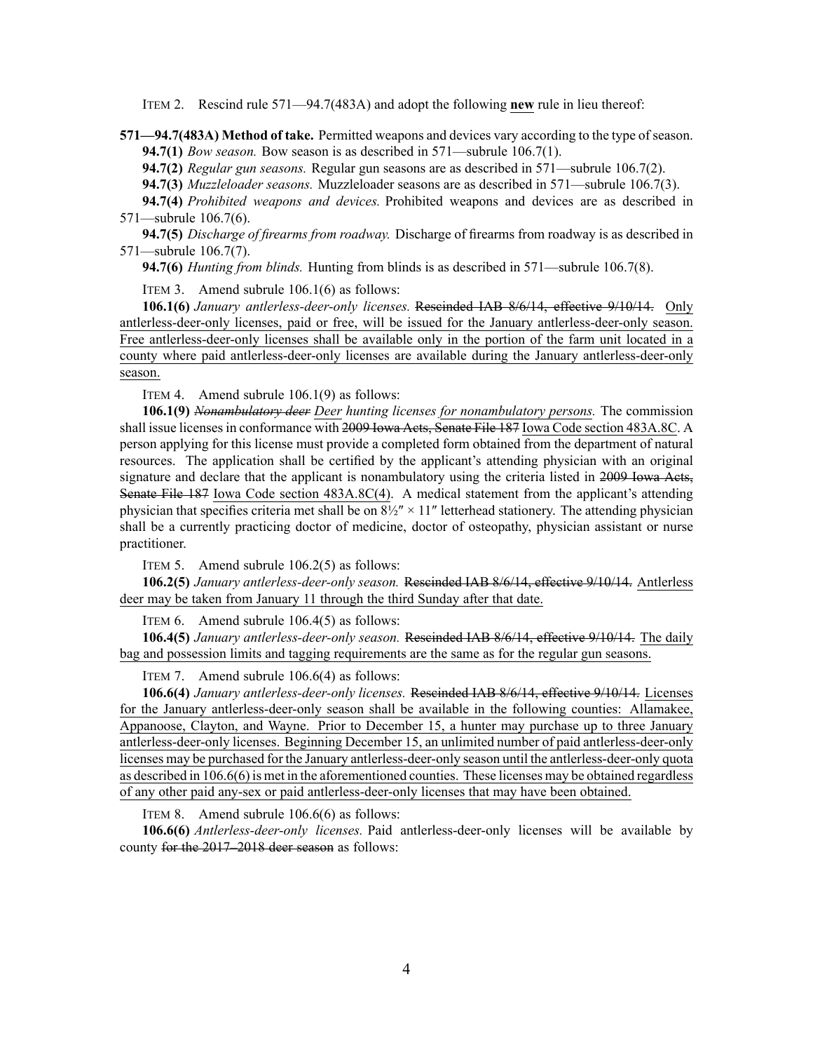ITEM 2. Rescind rule 571—94.7(483A) and adopt the following **new** rule in lieu thereof:

**571—94.7(483A) Method of take.** Permitted weapons and devices vary according to the type of season.

**94.7(1)** *Bow season.* Bow season is as described in 571—subrule 106.7(1).

**94.7(2)** *Regular gun seasons.* Regular gun seasons are as described in 571—subrule 106.7(2).

**94.7(3)** *Muzzleloader seasons.* Muzzleloader seasons are as described in 571—subrule 106.7(3).

**94.7(4)** *Prohibited weapons and devices.* Prohibited weapons and devices are as described in 571—subrule 106.7(6).

**94.7(5)** *Discharge of firearms from roadway.* Discharge of firearms from roadway is as described in 571—subrule 106.7(7).

**94.7(6)** *Hunting from blinds.* Hunting from blinds is as described in 571—subrule 106.7(8).

ITEM 3. Amend subrule 106.1(6) as follows:

**106.1(6)** *January antlerless-deer-only licenses.* ~~Rescinded IAB 8/6/14, effective 9/10/14.~~ Only antlerless-deer-only licenses, paid or free, will be issued for the January antlerless-deer-only season. Free antlerless-deer-only licenses shall be available only in the portion of the farm unit located in a county where paid antlerless-deer-only licenses are available during the January antlerless-deer-only season.

ITEM 4. Amend subrule 106.1(9) as follows:

**106.1(9)** ~~*Nonambulatory deer*~~ *Deer hunting licenses for nonambulatory persons.* The commission shall issue licenses in conformance with ~~2009 Iowa Acts, Senate File 187~~ Iowa Code section 483A.8C. A person applying for this license must provide a completed form obtained from the department of natural resources. The application shall be certified by the applicant's attending physician with an original signature and declare that the applicant is nonambulatory using the criteria listed in ~~2009 Iowa Acts, Senate File 187~~ Iowa Code section 483A.8C(4). A medical statement from the applicant's attending physician that specifies criteria met shall be on 8½″ × 11″ letterhead stationery. The attending physician shall be a currently practicing doctor of medicine, doctor of osteopathy, physician assistant or nurse practitioner.

ITEM 5. Amend subrule 106.2(5) as follows:

**106.2(5)** *January antlerless-deer-only season.* ~~Rescinded IAB 8/6/14, effective 9/10/14.~~ Antlerless deer may be taken from January 11 through the third Sunday after that date.

ITEM 6. Amend subrule 106.4(5) as follows:

**106.4(5)** *January antlerless-deer-only season.* ~~Rescinded IAB 8/6/14, effective 9/10/14.~~ The daily bag and possession limits and tagging requirements are the same as for the regular gun seasons.

ITEM 7. Amend subrule 106.6(4) as follows:

**106.6(4)** *January antlerless-deer-only licenses.* ~~Rescinded IAB 8/6/14, effective 9/10/14.~~ Licenses for the January antlerless-deer-only season shall be available in the following counties: Allamakee, Appanoose, Clayton, and Wayne. Prior to December 15, a hunter may purchase up to three January antlerless-deer-only licenses. Beginning December 15, an unlimited number of paid antlerless-deer-only licenses may be purchased for the January antlerless-deer-only season until the antlerless-deer-only quota as described in 106.6(6) is met in the aforementioned counties. These licenses may be obtained regardless of any other paid any-sex or paid antlerless-deer-only licenses that may have been obtained.

ITEM 8. Amend subrule 106.6(6) as follows:

**106.6(6)** *Antlerless-deer-only licenses.* Paid antlerless-deer-only licenses will be available by county ~~for the 2017–2018 deer season~~ as follows: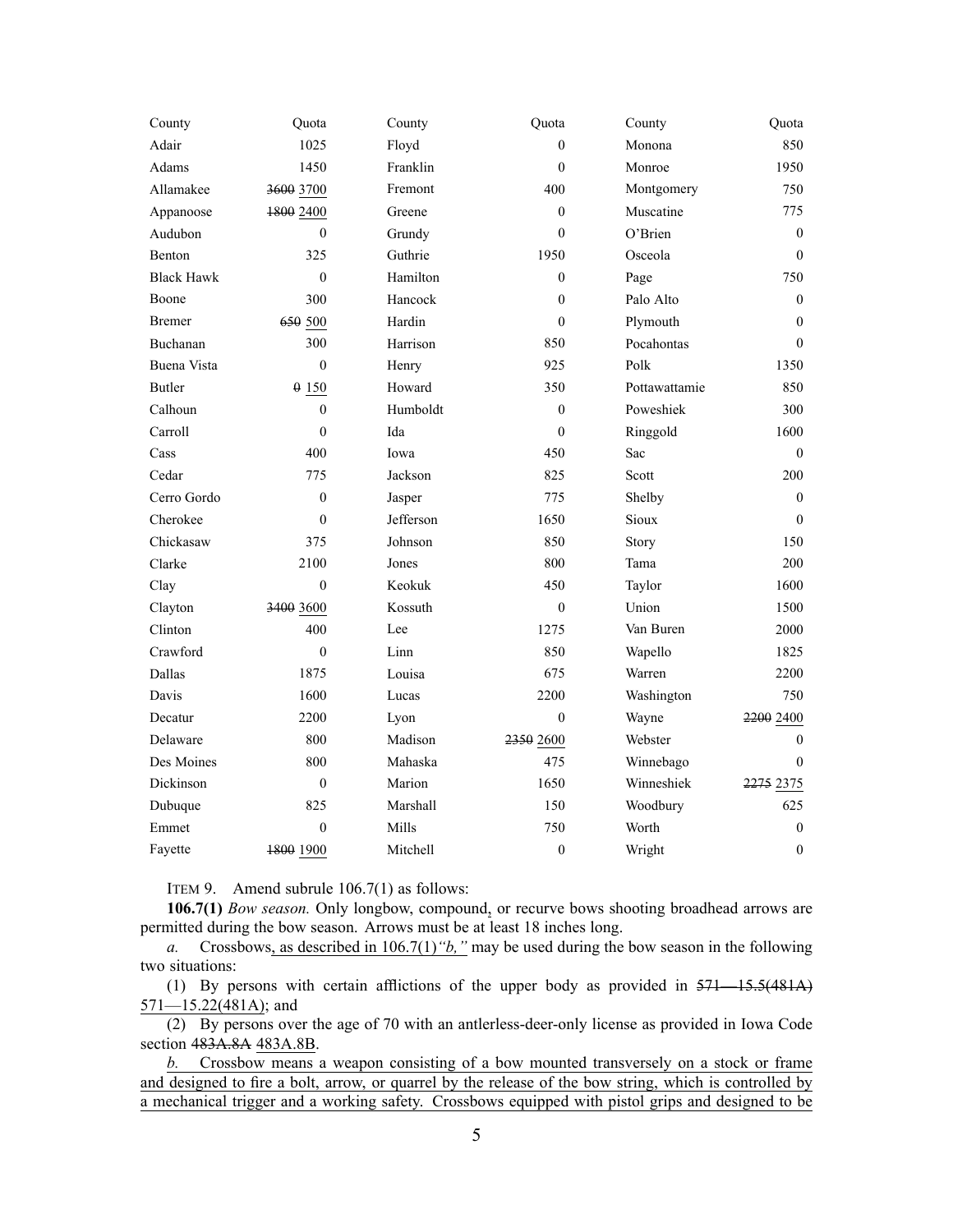| County | Quota | County | Quota | County | Quota |
|---|---|---|---|---|---|
| Adair | 1025 | Floyd | 0 | Monona | 850 |
| Adams | 1450 | Franklin | 0 | Monroe | 1950 |
| Allamakee | ~~3600~~ 3700 | Fremont | 400 | Montgomery | 750 |
| Appanoose | ~~1800~~ 2400 | Greene | 0 | Muscatine | 775 |
| Audubon | 0 | Grundy | 0 | O'Brien | 0 |
| Benton | 325 | Guthrie | 1950 | Osceola | 0 |
| Black Hawk | 0 | Hamilton | 0 | Page | 750 |
| Boone | 300 | Hancock | 0 | Palo Alto | 0 |
| Bremer | ~~650~~ 500 | Hardin | 0 | Plymouth | 0 |
| Buchanan | 300 | Harrison | 850 | Pocahontas | 0 |
| Buena Vista | 0 | Henry | 925 | Polk | 1350 |
| Butler | ~~0~~ 150 | Howard | 350 | Pottawattamie | 850 |
| Calhoun | 0 | Humboldt | 0 | Poweshiek | 300 |
| Carroll | 0 | Ida | 0 | Ringgold | 1600 |
| Cass | 400 | Iowa | 450 | Sac | 0 |
| Cedar | 775 | Jackson | 825 | Scott | 200 |
| Cerro Gordo | 0 | Jasper | 775 | Shelby | 0 |
| Cherokee | 0 | Jefferson | 1650 | Sioux | 0 |
| Chickasaw | 375 | Johnson | 850 | Story | 150 |
| Clarke | 2100 | Jones | 800 | Tama | 200 |
| Clay | 0 | Keokuk | 450 | Taylor | 1600 |
| Clayton | ~~3400~~ 3600 | Kossuth | 0 | Union | 1500 |
| Clinton | 400 | Lee | 1275 | Van Buren | 2000 |
| Crawford | 0 | Linn | 850 | Wapello | 1825 |
| Dallas | 1875 | Louisa | 675 | Warren | 2200 |
| Davis | 1600 | Lucas | 2200 | Washington | 750 |
| Decatur | 2200 | Lyon | 0 | Wayne | ~~2200~~ 2400 |
| Delaware | 800 | Madison | ~~2350~~ 2600 | Webster | 0 |
| Des Moines | 800 | Mahaska | 475 | Winnebago | 0 |
| Dickinson | 0 | Marion | 1650 | Winneshiek | ~~2275~~ 2375 |
| Dubuque | 825 | Marshall | 150 | Woodbury | 625 |
| Emmet | 0 | Mills | 750 | Worth | 0 |
| Fayette | ~~1800~~ 1900 | Mitchell | 0 | Wright | 0 |

ITEM 9. Amend subrule 106.7(1) as follows:

**106.7(1)** *Bow season.* Only longbow, compound, or recurve bows shooting broadhead arrows are permitted during the bow season. Arrows must be at least 18 inches long.

*a.* Crossbows, as described in 106.7(1)*"b,"* may be used during the bow season in the following two situations:

(1) By persons with certain afflictions of the upper body as provided in ~~571—15.5(481A)~~ 571—15.22(481A); and

(2) By persons over the age of 70 with an antlerless-deer-only license as provided in Iowa Code section ~~483A.8A~~ 483A.8B.

*b.* Crossbow means a weapon consisting of a bow mounted transversely on a stock or frame and designed to fire a bolt, arrow, or quarrel by the release of the bow string, which is controlled by a mechanical trigger and a working safety. Crossbows equipped with pistol grips and designed to be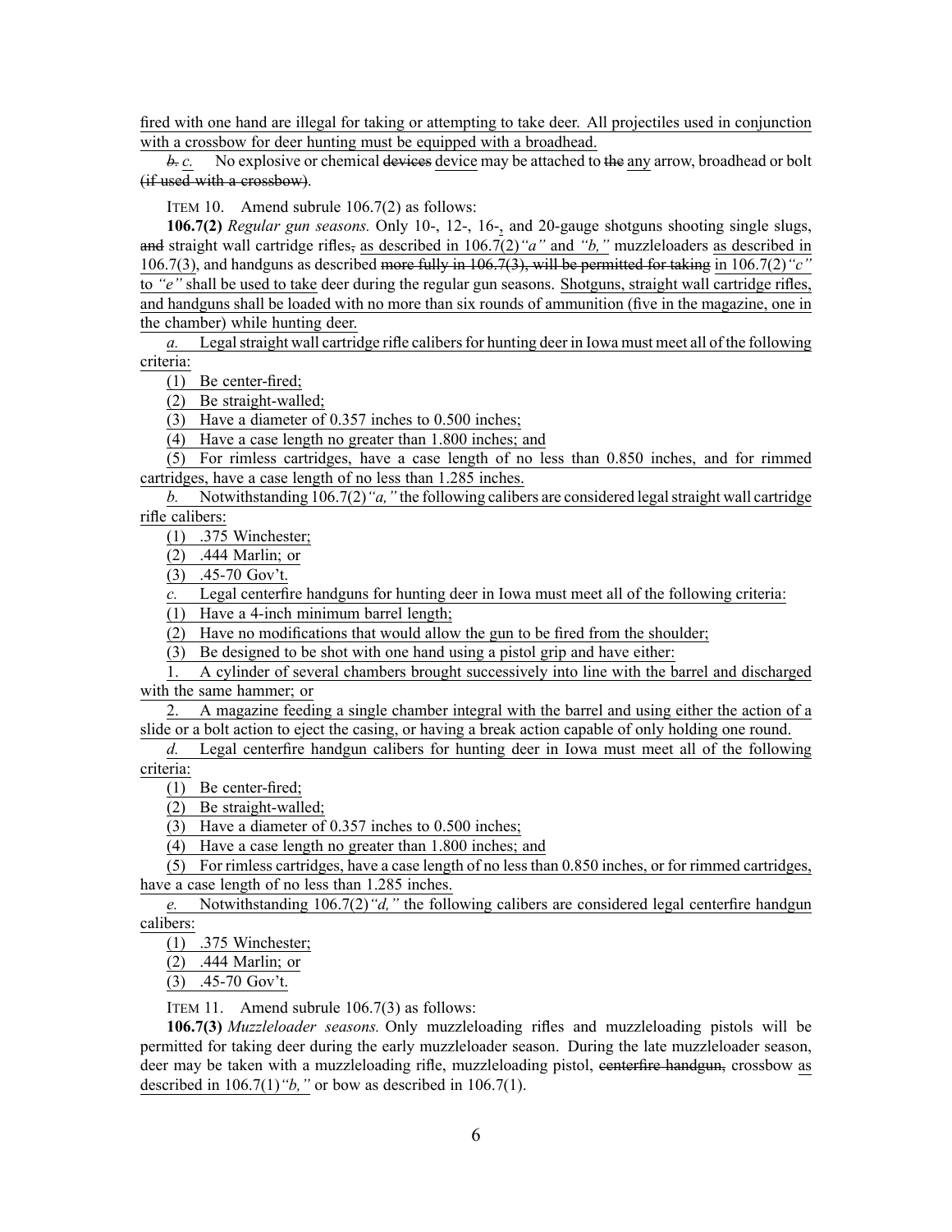fired with one hand are illegal for taking or attempting to take deer. All projectiles used in conjunction with a crossbow for deer hunting must be equipped with a broadhead.

~~*b.*~~ *c.* No explosive or chemical ~~devices~~ device may be attached to ~~the~~ any arrow, broadhead or bolt ~~(if used with a crossbow)~~.

ITEM 10. Amend subrule 106.7(2) as follows:

**106.7(2)** *Regular gun seasons.* Only 10-, 12-, 16-, and 20-gauge shotguns shooting single slugs, ~~and~~ straight wall cartridge rifles, as described in 106.7(2)*"a"* and *"b,"* muzzleloaders as described in 106.7(3), and handguns as described ~~more fully in 106.7(3), will be permitted for taking~~ in 106.7(2)*"c"* to *"e"* shall be used to take deer during the regular gun seasons. Shotguns, straight wall cartridge rifles, and handguns shall be loaded with no more than six rounds of ammunition (five in the magazine, one in the chamber) while hunting deer.

*a.* Legal straight wall cartridge rifle calibers for hunting deer in Iowa must meet all of the following criteria:

(1) Be center-fired;

(2) Be straight-walled;

(3) Have a diameter of 0.357 inches to 0.500 inches;

(4) Have a case length no greater than 1.800 inches; and

(5) For rimless cartridges, have a case length of no less than 0.850 inches, and for rimmed cartridges, have a case length of no less than 1.285 inches.

*b.* Notwithstanding 106.7(2)*"a,"* the following calibers are considered legal straight wall cartridge rifle calibers:

(1) .375 Winchester;

(2) .444 Marlin; or

(3) .45-70 Gov't.

*c.* Legal centerfire handguns for hunting deer in Iowa must meet all of the following criteria:

(1) Have a 4-inch minimum barrel length;

(2) Have no modifications that would allow the gun to be fired from the shoulder;

(3) Be designed to be shot with one hand using a pistol grip and have either:

1. A cylinder of several chambers brought successively into line with the barrel and discharged with the same hammer; or

2. A magazine feeding a single chamber integral with the barrel and using either the action of a slide or a bolt action to eject the casing, or having a break action capable of only holding one round.

*d.* Legal centerfire handgun calibers for hunting deer in Iowa must meet all of the following criteria:

(1) Be center-fired;

(2) Be straight-walled;

(3) Have a diameter of 0.357 inches to 0.500 inches;

(4) Have a case length no greater than 1.800 inches; and

(5) For rimless cartridges, have a case length of no less than 0.850 inches, or for rimmed cartridges, have a case length of no less than 1.285 inches.

*e.* Notwithstanding 106.7(2)*"d,"* the following calibers are considered legal centerfire handgun calibers:

(1) .375 Winchester;

(2) .444 Marlin; or

(3) .45-70 Gov't.

ITEM 11. Amend subrule 106.7(3) as follows:

**106.7(3)** *Muzzleloader seasons.* Only muzzleloading rifles and muzzleloading pistols will be permitted for taking deer during the early muzzleloader season. During the late muzzleloader season, deer may be taken with a muzzleloading rifle, muzzleloading pistol, ~~centerfire handgun,~~ crossbow as described in 106.7(1)*"b,"* or bow as described in 106.7(1).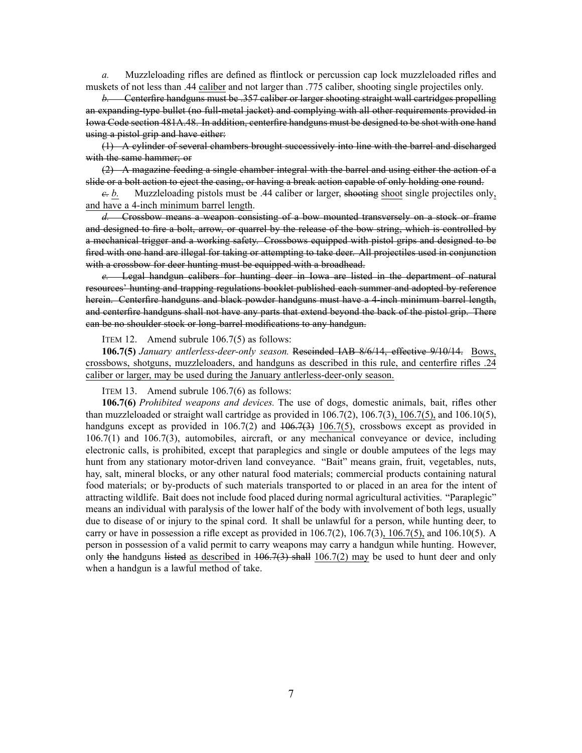*a.* Muzzleloading rifles are defined as flintlock or percussion cap lock muzzleloaded rifles and muskets of not less than .44 caliber and not larger than .775 caliber, shooting single projectiles only.

~~*b.* Centerfire handguns must be .357 caliber or larger shooting straight wall cartridges propelling an expanding-type bullet (no full-metal jacket) and complying with all other requirements provided in Iowa Code section 481A.48. In addition, centerfire handguns must be designed to be shot with one hand using a pistol grip and have either:~~

~~(1) A cylinder of several chambers brought successively into line with the barrel and discharged with the same hammer; or~~

~~(2) A magazine feeding a single chamber integral with the barrel and using either the action of a slide or a bolt action to eject the casing, or having a break action capable of only holding one round.~~

~~*c.*~~ *b.* Muzzleloading pistols must be .44 caliber or larger, ~~shooting~~ shoot single projectiles only, and have a 4-inch minimum barrel length.

~~*d.* Crossbow means a weapon consisting of a bow mounted transversely on a stock or frame and designed to fire a bolt, arrow, or quarrel by the release of the bow string, which is controlled by a mechanical trigger and a working safety. Crossbows equipped with pistol grips and designed to be fired with one hand are illegal for taking or attempting to take deer. All projectiles used in conjunction with a crossbow for deer hunting must be equipped with a broadhead.~~

~~*e.* Legal handgun calibers for hunting deer in Iowa are listed in the department of natural resources' hunting and trapping regulations booklet published each summer and adopted by reference herein. Centerfire handguns and black powder handguns must have a 4-inch minimum barrel length, and centerfire handguns shall not have any parts that extend beyond the back of the pistol grip. There can be no shoulder stock or long-barrel modifications to any handgun.~~

ITEM 12. Amend subrule 106.7(5) as follows:

**106.7(5)** *January antlerless-deer-only season.* ~~Rescinded IAB 8/6/14, effective 9/10/14.~~ Bows, crossbows, shotguns, muzzleloaders, and handguns as described in this rule, and centerfire rifles .24 caliber or larger, may be used during the January antlerless-deer-only season.

ITEM 13. Amend subrule 106.7(6) as follows:

**106.7(6)** *Prohibited weapons and devices.* The use of dogs, domestic animals, bait, rifles other than muzzleloaded or straight wall cartridge as provided in 106.7(2), 106.7(3), 106.7(5), and 106.10(5), handguns except as provided in 106.7(2) and ~~106.7(3)~~ 106.7(5), crossbows except as provided in 106.7(1) and 106.7(3), automobiles, aircraft, or any mechanical conveyance or device, including electronic calls, is prohibited, except that paraplegics and single or double amputees of the legs may hunt from any stationary motor-driven land conveyance. "Bait" means grain, fruit, vegetables, nuts, hay, salt, mineral blocks, or any other natural food materials; commercial products containing natural food materials; or by-products of such materials transported to or placed in an area for the intent of attracting wildlife. Bait does not include food placed during normal agricultural activities. "Paraplegic" means an individual with paralysis of the lower half of the body with involvement of both legs, usually due to disease of or injury to the spinal cord. It shall be unlawful for a person, while hunting deer, to carry or have in possession a rifle except as provided in 106.7(2), 106.7(3), 106.7(5), and 106.10(5). A person in possession of a valid permit to carry weapons may carry a handgun while hunting. However, only ~~the~~ handguns ~~listed~~ as described in ~~106.7(3) shall~~ 106.7(2) may be used to hunt deer and only when a handgun is a lawful method of take.